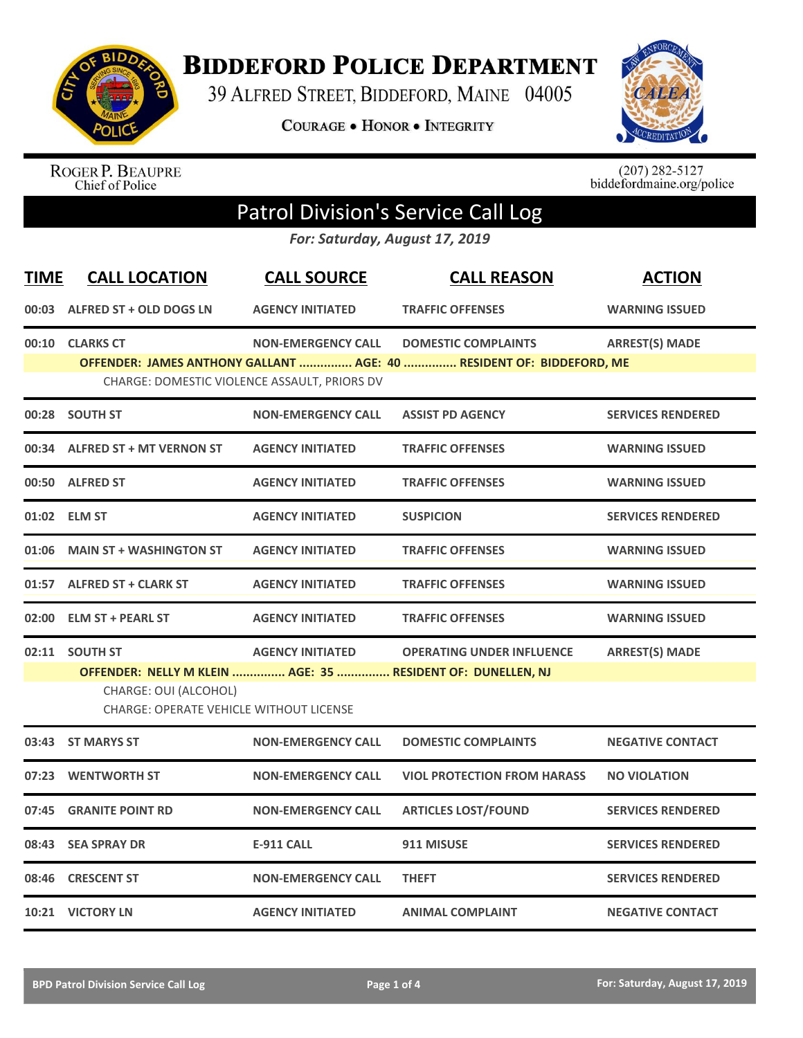# BIDDEFORD POLICE DEPARTMENT

39 ALFRED STREET, BIDDEFORD, MAINE 04005

COURAGE • HONOR • INTEGRITY

ROGER P. BEAUPRE
Chief of Police

(207) 282-5127
biddefordmaine.org/police

## Patrol Division's Service Call Log

*For: Saturday, August 17, 2019*

| TIME | CALL LOCATION | CALL SOURCE | CALL REASON | ACTION |
|---|---|---|---|---|
| 00:03 | ALFRED ST + OLD DOGS LN | AGENCY INITIATED | TRAFFIC OFFENSES | WARNING ISSUED |
| 00:10 | CLARKS CT | NON-EMERGENCY CALL | DOMESTIC COMPLAINTS | ARREST(S) MADE |
| | OFFENDER: JAMES ANTHONY GALLANT ............... AGE: 40 ............... RESIDENT OF: BIDDEFORD, ME | | | |
| | CHARGE: DOMESTIC VIOLENCE ASSAULT, PRIORS DV | | | |
| 00:28 | SOUTH ST | NON-EMERGENCY CALL | ASSIST PD AGENCY | SERVICES RENDERED |
| 00:34 | ALFRED ST + MT VERNON ST | AGENCY INITIATED | TRAFFIC OFFENSES | WARNING ISSUED |
| 00:50 | ALFRED ST | AGENCY INITIATED | TRAFFIC OFFENSES | WARNING ISSUED |
| 01:02 | ELM ST | AGENCY INITIATED | SUSPICION | SERVICES RENDERED |
| 01:06 | MAIN ST + WASHINGTON ST | AGENCY INITIATED | TRAFFIC OFFENSES | WARNING ISSUED |
| 01:57 | ALFRED ST + CLARK ST | AGENCY INITIATED | TRAFFIC OFFENSES | WARNING ISSUED |
| 02:00 | ELM ST + PEARL ST | AGENCY INITIATED | TRAFFIC OFFENSES | WARNING ISSUED |
| 02:11 | SOUTH ST | AGENCY INITIATED | OPERATING UNDER INFLUENCE | ARREST(S) MADE |
| | OFFENDER: NELLY M KLEIN ............... AGE: 35 ............... RESIDENT OF: DUNELLEN, NJ | | | |
| | CHARGE: OUI (ALCOHOL)<br>CHARGE: OPERATE VEHICLE WITHOUT LICENSE | | | |
| 03:43 | ST MARYS ST | NON-EMERGENCY CALL | DOMESTIC COMPLAINTS | NEGATIVE CONTACT |
| 07:23 | WENTWORTH ST | NON-EMERGENCY CALL | VIOL PROTECTION FROM HARASS | NO VIOLATION |
| 07:45 | GRANITE POINT RD | NON-EMERGENCY CALL | ARTICLES LOST/FOUND | SERVICES RENDERED |
| 08:43 | SEA SPRAY DR | E-911 CALL | 911 MISUSE | SERVICES RENDERED |
| 08:46 | CRESCENT ST | NON-EMERGENCY CALL | THEFT | SERVICES RENDERED |
| 10:21 | VICTORY LN | AGENCY INITIATED | ANIMAL COMPLAINT | NEGATIVE CONTACT |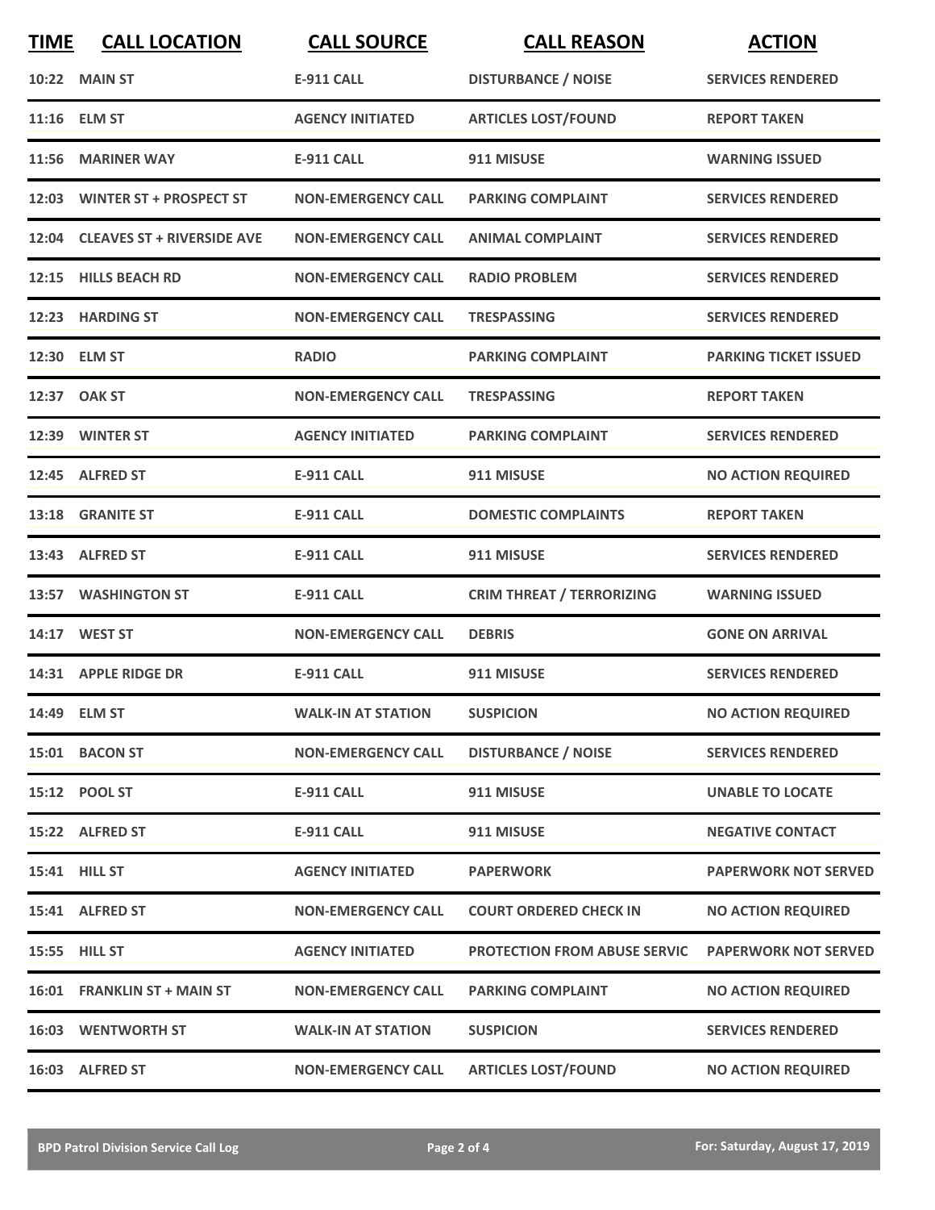| TIME | CALL LOCATION | CALL SOURCE | CALL REASON | ACTION |
|---|---|---|---|---|
| 10:22 | MAIN ST | E-911 CALL | DISTURBANCE / NOISE | SERVICES RENDERED |
| 11:16 | ELM ST | AGENCY INITIATED | ARTICLES LOST/FOUND | REPORT TAKEN |
| 11:56 | MARINER WAY | E-911 CALL | 911 MISUSE | WARNING ISSUED |
| 12:03 | WINTER ST + PROSPECT ST | NON-EMERGENCY CALL | PARKING COMPLAINT | SERVICES RENDERED |
| 12:04 | CLEAVES ST + RIVERSIDE AVE | NON-EMERGENCY CALL | ANIMAL COMPLAINT | SERVICES RENDERED |
| 12:15 | HILLS BEACH RD | NON-EMERGENCY CALL | RADIO PROBLEM | SERVICES RENDERED |
| 12:23 | HARDING ST | NON-EMERGENCY CALL | TRESPASSING | SERVICES RENDERED |
| 12:30 | ELM ST | RADIO | PARKING COMPLAINT | PARKING TICKET ISSUED |
| 12:37 | OAK ST | NON-EMERGENCY CALL | TRESPASSING | REPORT TAKEN |
| 12:39 | WINTER ST | AGENCY INITIATED | PARKING COMPLAINT | SERVICES RENDERED |
| 12:45 | ALFRED ST | E-911 CALL | 911 MISUSE | NO ACTION REQUIRED |
| 13:18 | GRANITE ST | E-911 CALL | DOMESTIC COMPLAINTS | REPORT TAKEN |
| 13:43 | ALFRED ST | E-911 CALL | 911 MISUSE | SERVICES RENDERED |
| 13:57 | WASHINGTON ST | E-911 CALL | CRIM THREAT / TERRORIZING | WARNING ISSUED |
| 14:17 | WEST ST | NON-EMERGENCY CALL | DEBRIS | GONE ON ARRIVAL |
| 14:31 | APPLE RIDGE DR | E-911 CALL | 911 MISUSE | SERVICES RENDERED |
| 14:49 | ELM ST | WALK-IN AT STATION | SUSPICION | NO ACTION REQUIRED |
| 15:01 | BACON ST | NON-EMERGENCY CALL | DISTURBANCE / NOISE | SERVICES RENDERED |
| 15:12 | POOL ST | E-911 CALL | 911 MISUSE | UNABLE TO LOCATE |
| 15:22 | ALFRED ST | E-911 CALL | 911 MISUSE | NEGATIVE CONTACT |
| 15:41 | HILL ST | AGENCY INITIATED | PAPERWORK | PAPERWORK NOT SERVED |
| 15:41 | ALFRED ST | NON-EMERGENCY CALL | COURT ORDERED CHECK IN | NO ACTION REQUIRED |
| 15:55 | HILL ST | AGENCY INITIATED | PROTECTION FROM ABUSE SERVIC | PAPERWORK NOT SERVED |
| 16:01 | FRANKLIN ST + MAIN ST | NON-EMERGENCY CALL | PARKING COMPLAINT | NO ACTION REQUIRED |
| 16:03 | WENTWORTH ST | WALK-IN AT STATION | SUSPICION | SERVICES RENDERED |
| 16:03 | ALFRED ST | NON-EMERGENCY CALL | ARTICLES LOST/FOUND | NO ACTION REQUIRED |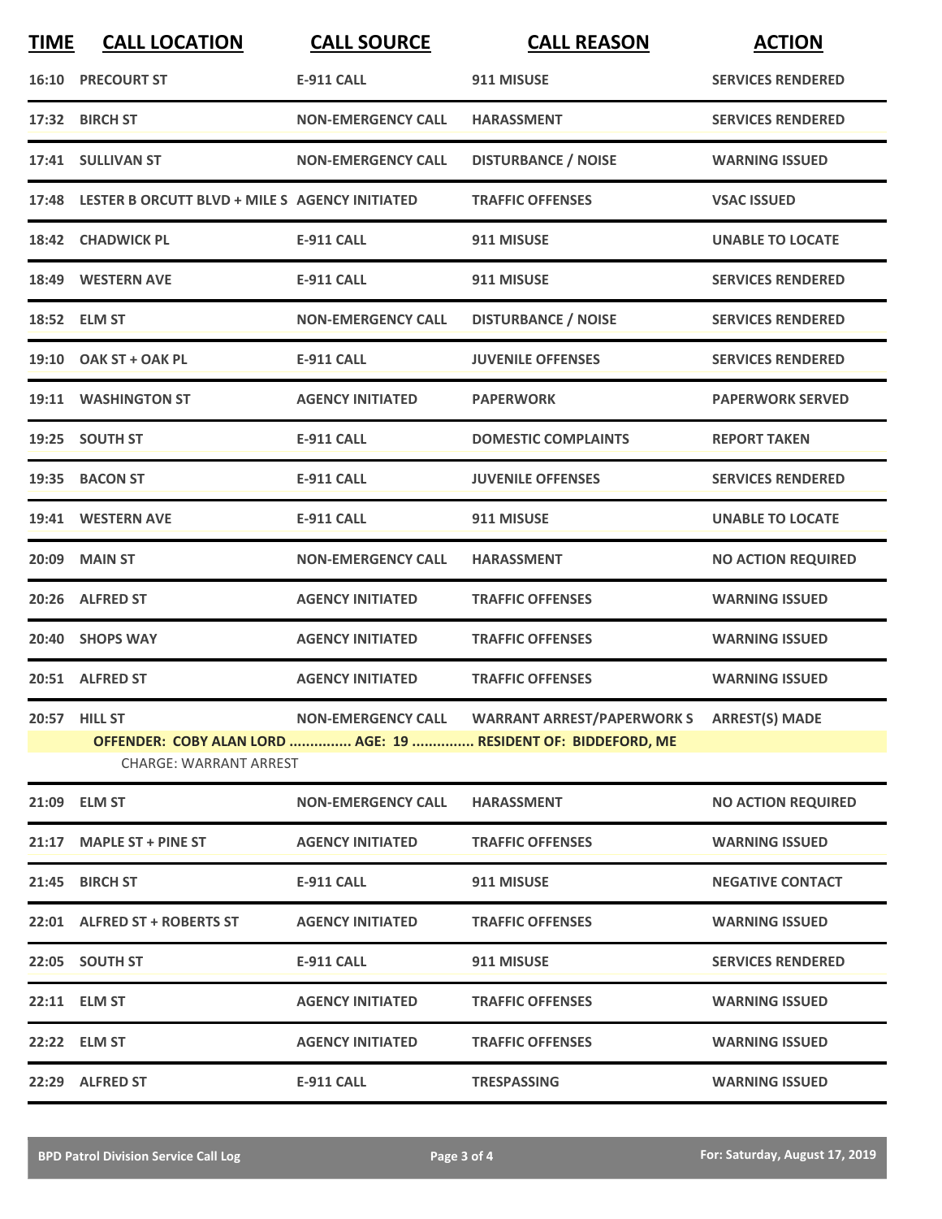| TIME | CALL LOCATION | CALL SOURCE | CALL REASON | ACTION |
|---|---|---|---|---|
| 16:10 | PRECOURT ST | E-911 CALL | 911 MISUSE | SERVICES RENDERED |
| 17:32 | BIRCH ST | NON-EMERGENCY CALL | HARASSMENT | SERVICES RENDERED |
| 17:41 | SULLIVAN ST | NON-EMERGENCY CALL | DISTURBANCE / NOISE | WARNING ISSUED |
| 17:48 | LESTER B ORCUTT BLVD + MILE S | AGENCY INITIATED | TRAFFIC OFFENSES | VSAC ISSUED |
| 18:42 | CHADWICK PL | E-911 CALL | 911 MISUSE | UNABLE TO LOCATE |
| 18:49 | WESTERN AVE | E-911 CALL | 911 MISUSE | SERVICES RENDERED |
| 18:52 | ELM ST | NON-EMERGENCY CALL | DISTURBANCE / NOISE | SERVICES RENDERED |
| 19:10 | OAK ST + OAK PL | E-911 CALL | JUVENILE OFFENSES | SERVICES RENDERED |
| 19:11 | WASHINGTON ST | AGENCY INITIATED | PAPERWORK | PAPERWORK SERVED |
| 19:25 | SOUTH ST | E-911 CALL | DOMESTIC COMPLAINTS | REPORT TAKEN |
| 19:35 | BACON ST | E-911 CALL | JUVENILE OFFENSES | SERVICES RENDERED |
| 19:41 | WESTERN AVE | E-911 CALL | 911 MISUSE | UNABLE TO LOCATE |
| 20:09 | MAIN ST | NON-EMERGENCY CALL | HARASSMENT | NO ACTION REQUIRED |
| 20:26 | ALFRED ST | AGENCY INITIATED | TRAFFIC OFFENSES | WARNING ISSUED |
| 20:40 | SHOPS WAY | AGENCY INITIATED | TRAFFIC OFFENSES | WARNING ISSUED |
| 20:51 | ALFRED ST | AGENCY INITIATED | TRAFFIC OFFENSES | WARNING ISSUED |
| 20:57 | HILL ST | NON-EMERGENCY CALL | WARRANT ARREST/PAPERWORK S | ARREST(S) MADE |
| | **OFFENDER: COBY ALAN LORD ............... AGE: 19 ............... RESIDENT OF: BIDDEFORD, ME** | | | |
| | CHARGE: WARRANT ARREST | | | |
| 21:09 | ELM ST | NON-EMERGENCY CALL | HARASSMENT | NO ACTION REQUIRED |
| 21:17 | MAPLE ST + PINE ST | AGENCY INITIATED | TRAFFIC OFFENSES | WARNING ISSUED |
| 21:45 | BIRCH ST | E-911 CALL | 911 MISUSE | NEGATIVE CONTACT |
| 22:01 | ALFRED ST + ROBERTS ST | AGENCY INITIATED | TRAFFIC OFFENSES | WARNING ISSUED |
| 22:05 | SOUTH ST | E-911 CALL | 911 MISUSE | SERVICES RENDERED |
| 22:11 | ELM ST | AGENCY INITIATED | TRAFFIC OFFENSES | WARNING ISSUED |
| 22:22 | ELM ST | AGENCY INITIATED | TRAFFIC OFFENSES | WARNING ISSUED |
| 22:29 | ALFRED ST | E-911 CALL | TRESPASSING | WARNING ISSUED |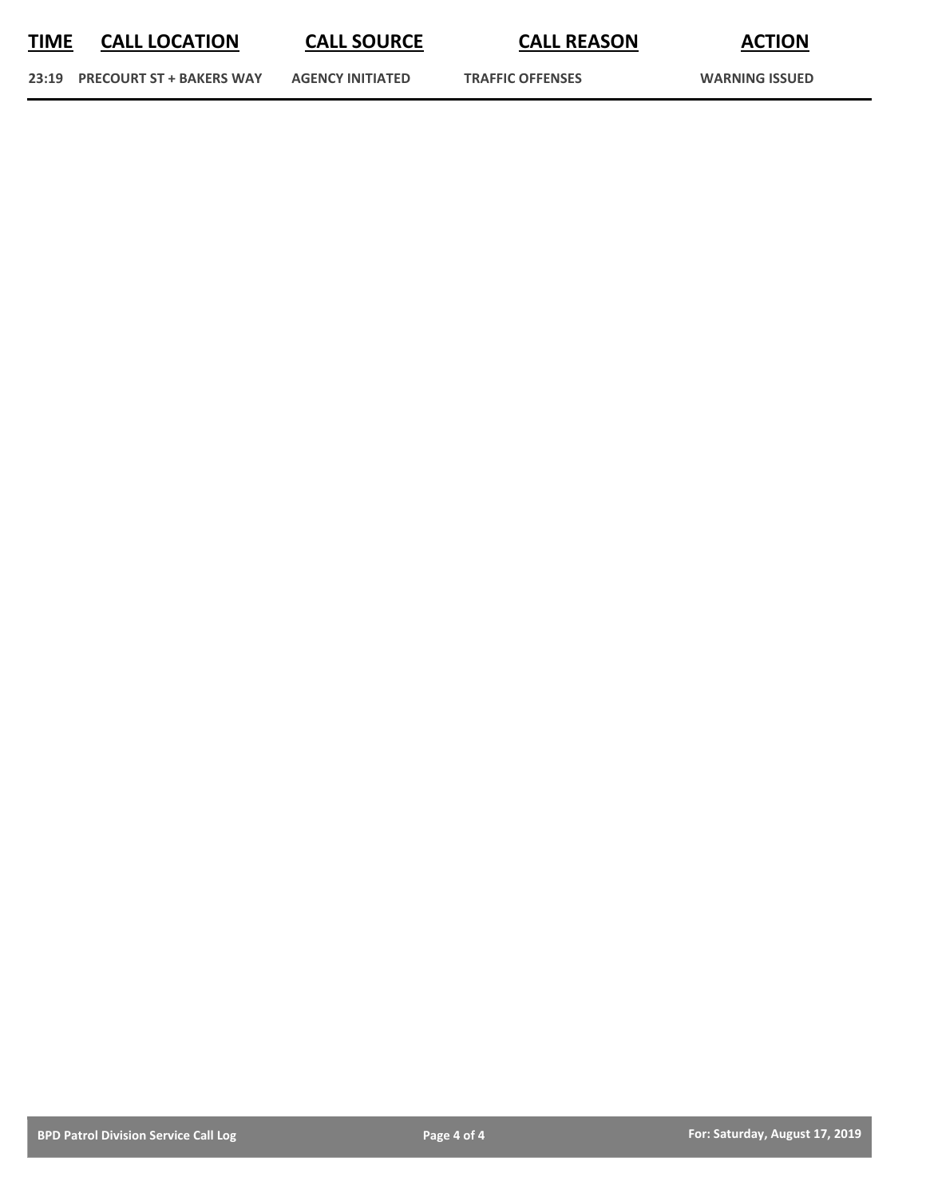| TIME | CALL LOCATION | CALL SOURCE | CALL REASON | ACTION |
|---|---|---|---|---|
| 23:19 | PRECOURT ST + BAKERS WAY | AGENCY INITIATED | TRAFFIC OFFENSES | WARNING ISSUED |